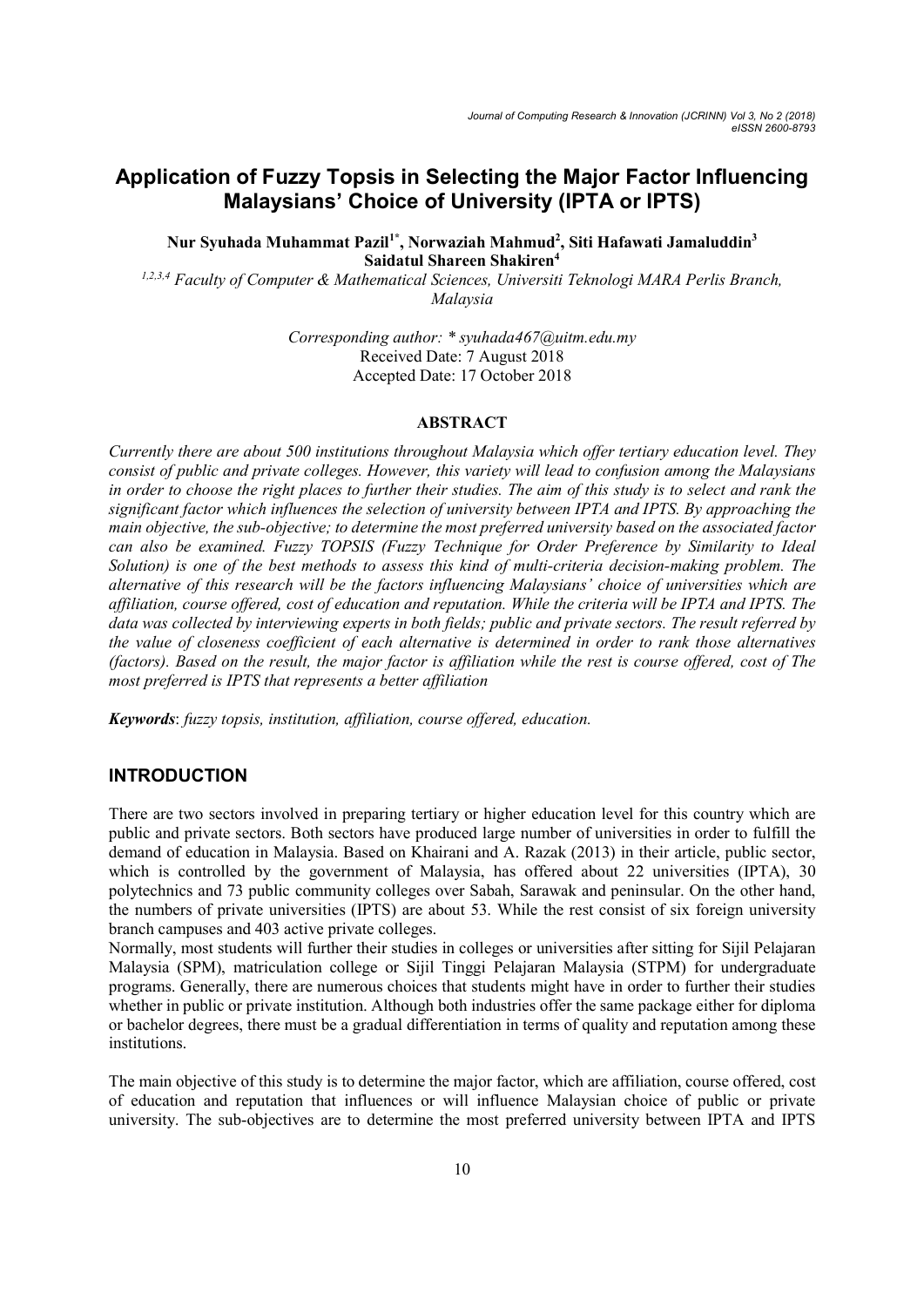# Application of Fuzzy Topsis in Selecting the Major Factor Influencing Malaysians' Choice of University (IPTA or IPTS)

**Nur Syuhada Muhammat Pazil[1*], Norwaziah Mahmud[2], Siti Hafawati Jamaluddin[3] Saidatul Shareen Shakiren[4]**

*[1,2,3,4] Faculty of Computer & Mathematical Sciences, Universiti Teknologi MARA Perlis Branch, Malaysia*

*Corresponding author: \* syuhada467@uitm.edu.my*
Received Date: 7 August 2018
Accepted Date: 17 October 2018

## ABSTRACT

*Currently there are about 500 institutions throughout Malaysia which offer tertiary education level. They consist of public and private colleges. However, this variety will lead to confusion among the Malaysians in order to choose the right places to further their studies. The aim of this study is to select and rank the significant factor which influences the selection of university between IPTA and IPTS. By approaching the main objective, the sub-objective; to determine the most preferred university based on the associated factor can also be examined. Fuzzy TOPSIS (Fuzzy Technique for Order Preference by Similarity to Ideal Solution) is one of the best methods to assess this kind of multi-criteria decision-making problem. The alternative of this research will be the factors influencing Malaysians' choice of universities which are affiliation, course offered, cost of education and reputation. While the criteria will be IPTA and IPTS. The data was collected by interviewing experts in both fields; public and private sectors. The result referred by the value of closeness coefficient of each alternative is determined in order to rank those alternatives (factors). Based on the result, the major factor is affiliation while the rest is course offered, cost of The most preferred is IPTS that represents a better affiliation*

***Keywords***: *fuzzy topsis, institution, affiliation, course offered, education.*

## INTRODUCTION

There are two sectors involved in preparing tertiary or higher education level for this country which are public and private sectors. Both sectors have produced large number of universities in order to fulfill the demand of education in Malaysia. Based on Khairani and A. Razak (2013) in their article, public sector, which is controlled by the government of Malaysia, has offered about 22 universities (IPTA), 30 polytechnics and 73 public community colleges over Sabah, Sarawak and peninsular. On the other hand, the numbers of private universities (IPTS) are about 53. While the rest consist of six foreign university branch campuses and 403 active private colleges.

Normally, most students will further their studies in colleges or universities after sitting for Sijil Pelajaran Malaysia (SPM), matriculation college or Sijil Tinggi Pelajaran Malaysia (STPM) for undergraduate programs. Generally, there are numerous choices that students might have in order to further their studies whether in public or private institution. Although both industries offer the same package either for diploma or bachelor degrees, there must be a gradual differentiation in terms of quality and reputation among these institutions.

The main objective of this study is to determine the major factor, which are affiliation, course offered, cost of education and reputation that influences or will influence Malaysian choice of public or private university. The sub-objectives are to determine the most preferred university between IPTA and IPTS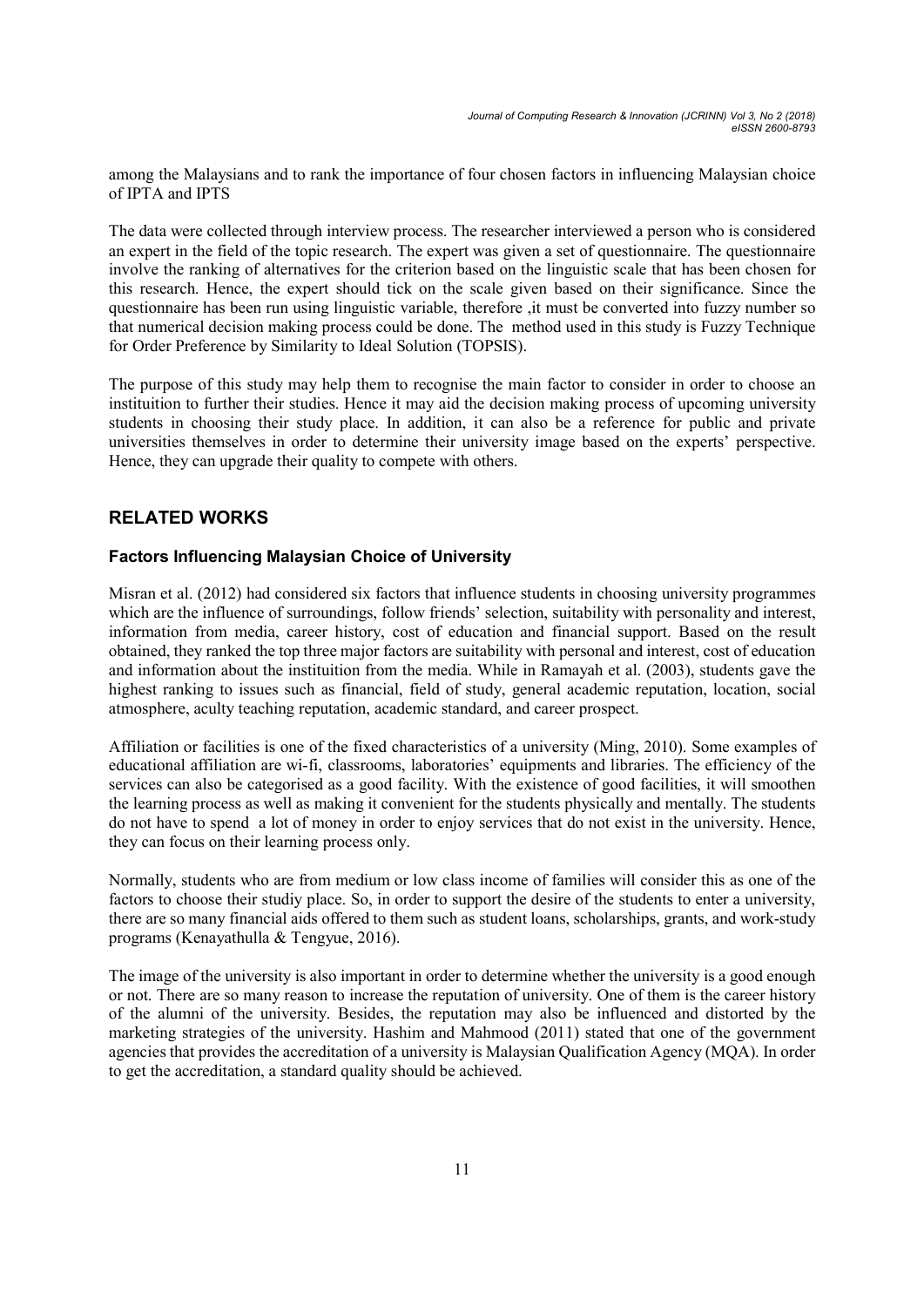among the Malaysians and to rank the importance of four chosen factors in influencing Malaysian choice of IPTA and IPTS

The data were collected through interview process. The researcher interviewed a person who is considered an expert in the field of the topic research. The expert was given a set of questionnaire. The questionnaire involve the ranking of alternatives for the criterion based on the linguistic scale that has been chosen for this research. Hence, the expert should tick on the scale given based on their significance. Since the questionnaire has been run using linguistic variable, therefore ,it must be converted into fuzzy number so that numerical decision making process could be done. The method used in this study is Fuzzy Technique for Order Preference by Similarity to Ideal Solution (TOPSIS).

The purpose of this study may help them to recognise the main factor to consider in order to choose an instituition to further their studies. Hence it may aid the decision making process of upcoming university students in choosing their study place. In addition, it can also be a reference for public and private universities themselves in order to determine their university image based on the experts' perspective. Hence, they can upgrade their quality to compete with others.

## RELATED WORKS

### Factors Influencing Malaysian Choice of University

Misran et al. (2012) had considered six factors that influence students in choosing university programmes which are the influence of surroundings, follow friends' selection, suitability with personality and interest, information from media, career history, cost of education and financial support. Based on the result obtained, they ranked the top three major factors are suitability with personal and interest, cost of education and information about the instituition from the media. While in Ramayah et al. (2003), students gave the highest ranking to issues such as financial, field of study, general academic reputation, location, social atmosphere, aculty teaching reputation, academic standard, and career prospect.

Affiliation or facilities is one of the fixed characteristics of a university (Ming, 2010). Some examples of educational affiliation are wi-fi, classrooms, laboratories' equipments and libraries. The efficiency of the services can also be categorised as a good facility. With the existence of good facilities, it will smoothen the learning process as well as making it convenient for the students physically and mentally. The students do not have to spend a lot of money in order to enjoy services that do not exist in the university. Hence, they can focus on their learning process only.

Normally, students who are from medium or low class income of families will consider this as one of the factors to choose their studiy place. So, in order to support the desire of the students to enter a university, there are so many financial aids offered to them such as student loans, scholarships, grants, and work-study programs (Kenayathulla & Tengyue, 2016).

The image of the university is also important in order to determine whether the university is a good enough or not. There are so many reason to increase the reputation of university. One of them is the career history of the alumni of the university. Besides, the reputation may also be influenced and distorted by the marketing strategies of the university. Hashim and Mahmood (2011) stated that one of the government agencies that provides the accreditation of a university is Malaysian Qualification Agency (MQA). In order to get the accreditation, a standard quality should be achieved.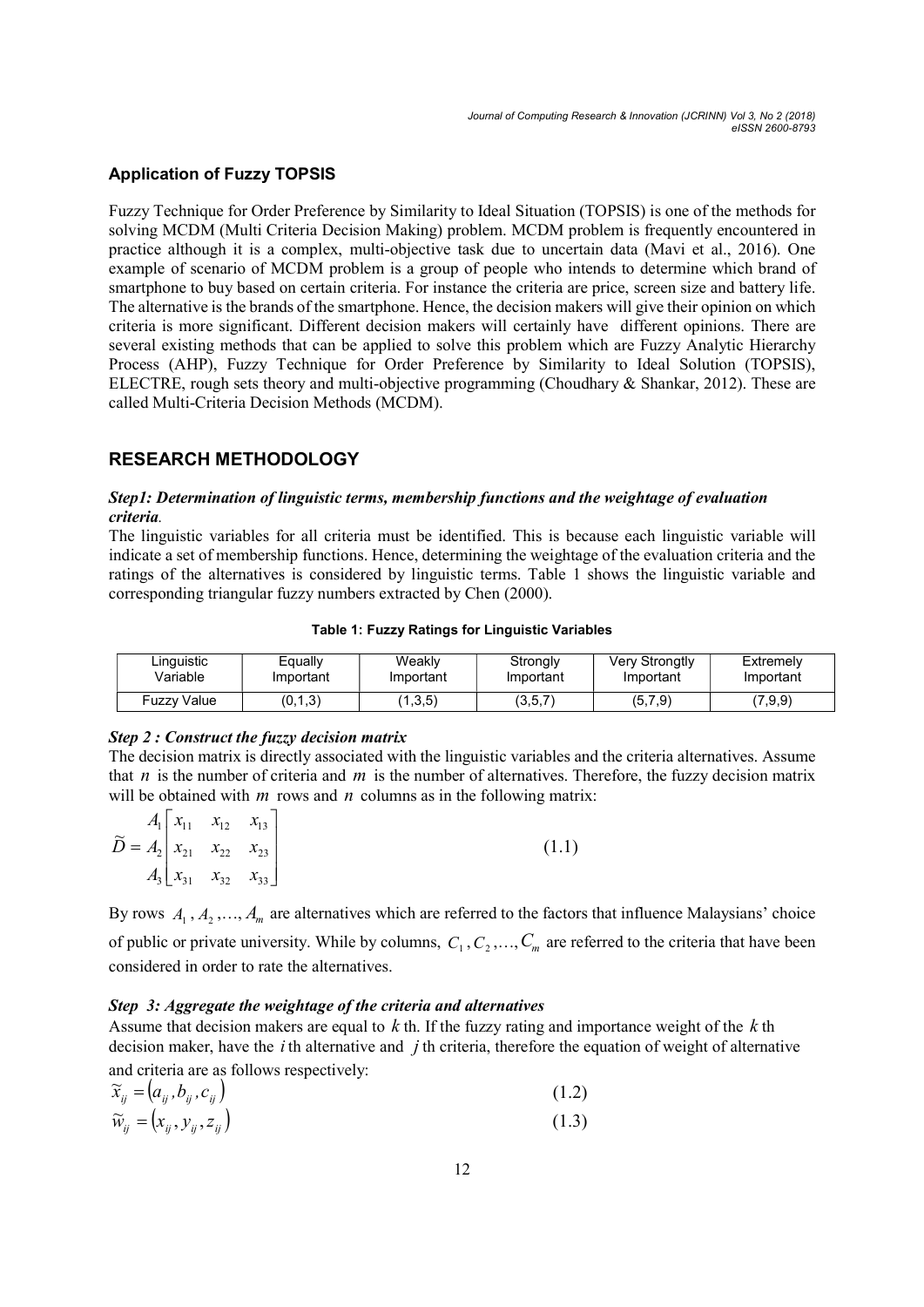### Application of Fuzzy TOPSIS

Fuzzy Technique for Order Preference by Similarity to Ideal Situation (TOPSIS) is one of the methods for solving MCDM (Multi Criteria Decision Making) problem. MCDM problem is frequently encountered in practice although it is a complex, multi-objective task due to uncertain data (Mavi et al., 2016). One example of scenario of MCDM problem is a group of people who intends to determine which brand of smartphone to buy based on certain criteria. For instance the criteria are price, screen size and battery life. The alternative is the brands of the smartphone. Hence, the decision makers will give their opinion on which criteria is more significant. Different decision makers will certainly have different opinions. There are several existing methods that can be applied to solve this problem which are Fuzzy Analytic Hierarchy Process (AHP), Fuzzy Technique for Order Preference by Similarity to Ideal Solution (TOPSIS), ELECTRE, rough sets theory and multi-objective programming (Choudhary & Shankar, 2012). These are called Multi-Criteria Decision Methods (MCDM).

## RESEARCH METHODOLOGY

#### *Step1: Determination of linguistic terms, membership functions and the weightage of evaluation criteria.*

The linguistic variables for all criteria must be identified. This is because each linguistic variable will indicate a set of membership functions. Hence, determining the weightage of the evaluation criteria and the ratings of the alternatives is considered by linguistic terms. Table 1 shows the linguistic variable and corresponding triangular fuzzy numbers extracted by Chen (2000).

**Table 1: Fuzzy Ratings for Linguistic Variables**

| Linguistic Variable | Equally Important | Weakly Important | Strongly Important | Very Strongtly Important | Extremely Important |
|---|---|---|---|---|---|
| Fuzzy Value | (0,1,3) | (1,3,5) | (3,5,7) | (5,7,9) | (7,9,9) |

#### *Step 2 : Construct the fuzzy decision matrix*

The decision matrix is directly associated with the linguistic variables and the criteria alternatives. Assume that $n$ is the number of criteria and $m$ is the number of alternatives. Therefore, the fuzzy decision matrix will be obtained with $m$ rows and $n$ columns as in the following matrix:

$$\widetilde{D} = \begin{matrix} A_1 \\ A_2 \\ A_3 \end{matrix} \begin{bmatrix} x_{11} & x_{12} & x_{13} \\ x_{21} & x_{22} & x_{23} \\ x_{31} & x_{32} & x_{33} \end{bmatrix} \tag{1.1}$$

By rows $A_1, A_2, \ldots, A_m$ are alternatives which are referred to the factors that influence Malaysians' choice of public or private university. While by columns, $C_1, C_2, \ldots, C_m$ are referred to the criteria that have been considered in order to rate the alternatives.

#### *Step 3: Aggregate the weightage of the criteria and alternatives*

Assume that decision makers are equal to $k$ th. If the fuzzy rating and importance weight of the $k$ th decision maker, have the $i$ th alternative and $j$ th criteria, therefore the equation of weight of alternative and criteria are as follows respectively:

$$\widetilde{x}_{ij} = (a_{ij}, b_{ij}, c_{ij}) \tag{1.2}$$

$$\widetilde{w}_{ij} = (x_{ij}, y_{ij}, z_{ij}) \tag{1.3}$$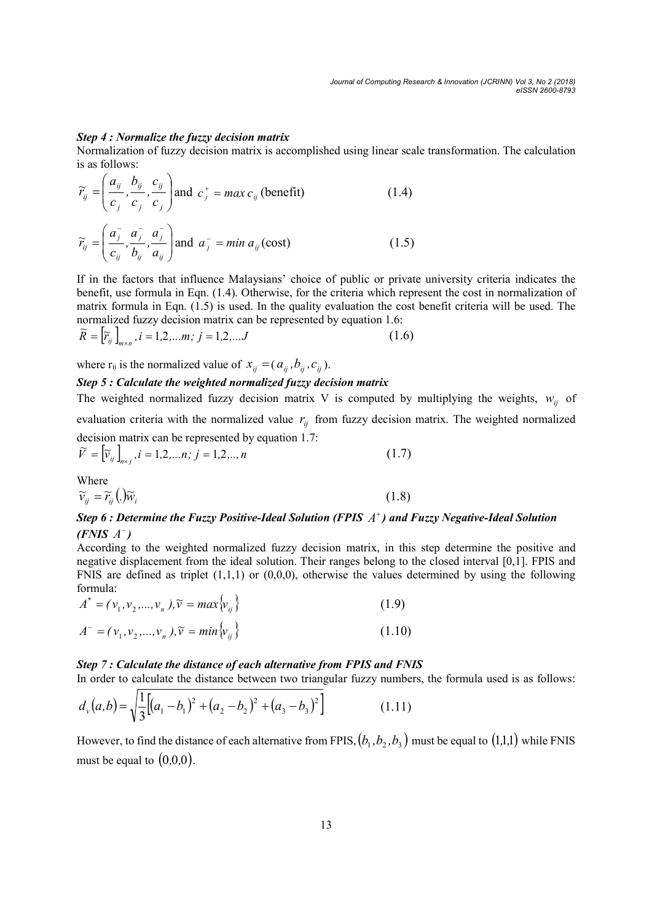***Step 4 : Normalize the fuzzy decision matrix***

Normalization of fuzzy decision matrix is accomplished using linear scale transformation. The calculation is as follows:

$$\widetilde{r}_{ij} = \left( \frac{a_{ij}}{c_j}, \frac{b_{ij}}{c_j}, \frac{c_{ij}}{c_j} \right) \text{ and } c_j^+ = \max c_{ij} \text{ (benefit)} \tag{1.4}$$

$$\widetilde{r}_{ij} = \left( \frac{a_j^-}{c_{ij}}, \frac{a_j^-}{b_{ij}}, \frac{a_j^-}{a_{ij}} \right) \text{ and } a_j^- = \min a_{ij} \text{ (cost)} \tag{1.5}$$

If in the factors that influence Malaysians' choice of public or private university criteria indicates the benefit, use formula in Eqn. (1.4). Otherwise, for the criteria which represent the cost in normalization of matrix formula in Eqn. (1.5) is used. In the quality evaluation the cost benefit criteria will be used. The normalized fuzzy decision matrix can be represented by equation 1.6:

$$\widetilde{R} = \left[ \widetilde{r}_{ij} \right]_{m \times n}, i = 1,2,...m;\ j = 1,2,...J \tag{1.6}$$

where $r_{ij}$ is the normalized value of $x_{ij} = (a_{ij}, b_{ij}, c_{ij})$.

***Step 5 : Calculate the weighted normalized fuzzy decision matrix***

The weighted normalized fuzzy decision matrix V is computed by multiplying the weights, $w_{ij}$ of evaluation criteria with the normalized value $r_{ij}$ from fuzzy decision matrix. The weighted normalized decision matrix can be represented by equation 1.7:

$$\widetilde{V} = \left[ \widetilde{v}_{ij} \right]_{n \times j}, i = 1,2,...n;\ j = 1,2,..,n \tag{1.7}$$

Where

$$\widetilde{v}_{ij} = \widetilde{r}_{ij} (.) \widetilde{w}_i \tag{1.8}$$

***Step 6 : Determine the Fuzzy Positive-Ideal Solution (FPIS $A^+$) and Fuzzy Negative-Ideal Solution (FNIS $A^-$)***

According to the weighted normalized fuzzy decision matrix, in this step determine the positive and negative displacement from the ideal solution. Their ranges belong to the closed interval [0,1]. FPIS and FNIS are defined as triplet (1,1,1) or (0,0,0), otherwise the values determined by using the following formula:

$$A^* = (v_1, v_2, ..., v_n), \widetilde{v} = \max \{ v_{ij} \} \tag{1.9}$$

$$A^- = (v_1, v_2, ..., v_n), \widetilde{v} = \min \{ v_{ij} \} \tag{1.10}$$

***Step 7 : Calculate the distance of each alternative from FPIS and FNIS***

In order to calculate the distance between two triangular fuzzy numbers, the formula used is as follows:

$$d_v(a,b) = \sqrt{\frac{1}{3}\left[ (a_1 - b_1)^2 + (a_2 - b_2)^2 + (a_3 - b_3)^2 \right]} \tag{1.11}$$

However, to find the distance of each alternative from FPIS, $(b_1, b_2, b_3)$ must be equal to $(1,1,1)$ while FNIS must be equal to $(0,0,0)$.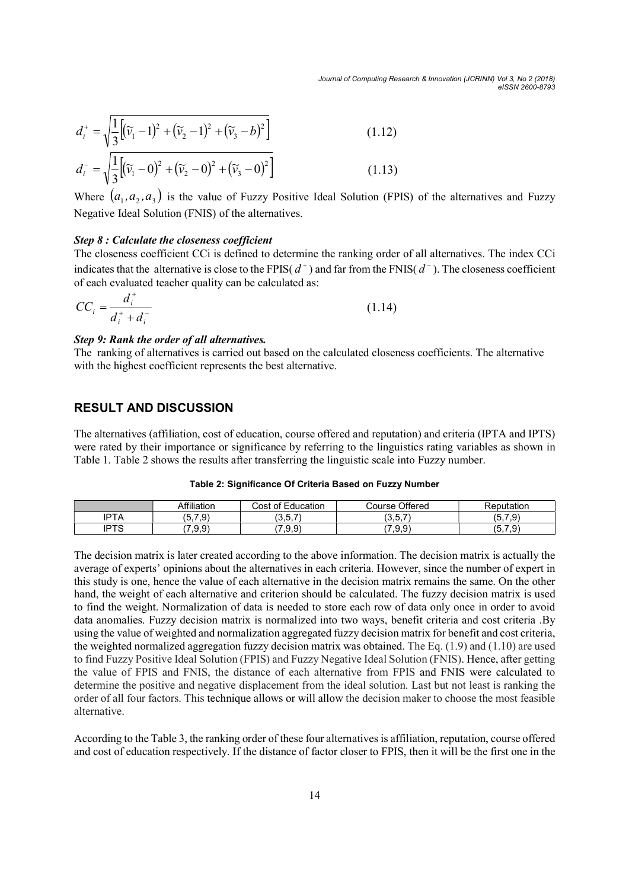$$d_i^+ = \sqrt{\frac{1}{3}\left[(\tilde{v}_1 - 1)^2 + (\tilde{v}_2 - 1)^2 + (\tilde{v}_3 - b)^2\right]} \quad (1.12)$$

$$d_i^- = \sqrt{\frac{1}{3}\left[(\tilde{v}_1 - 0)^2 + (\tilde{v}_2 - 0)^2 + (\tilde{v}_3 - 0)^2\right]} \quad (1.13)$$

Where $(a_1, a_2, a_3)$ is the value of Fuzzy Positive Ideal Solution (FPIS) of the alternatives and Fuzzy Negative Ideal Solution (FNIS) of the alternatives.

***Step 8 : Calculate the closeness coefficient***

The closeness coefficient CCi is defined to determine the ranking order of all alternatives. The index CCi indicates that the alternative is close to the FPIS( $d^+$ ) and far from the FNIS( $d^-$ ). The closeness coefficient of each evaluated teacher quality can be calculated as:

$$CC_i = \frac{d_i^+}{d_i^+ + d_i^-} \quad (1.14)$$

***Step 9: Rank the order of all alternatives.***

The ranking of alternatives is carried out based on the calculated closeness coefficients. The alternative with the highest coefficient represents the best alternative.

## RESULT AND DISCUSSION

The alternatives (affiliation, cost of education, course offered and reputation) and criteria (IPTA and IPTS) were rated by their importance or significance by referring to the linguistics rating variables as shown in Table 1. Table 2 shows the results after transferring the linguistic scale into Fuzzy number.

**Table 2: Significance Of Criteria Based on Fuzzy Number**

| | Affiliation | Cost of Education | Course Offered | Reputation |
|---|---|---|---|---|
| IPTA | (5,7,9) | (3,5,7) | (3,5,7) | (5,7,9) |
| IPTS | (7,9,9) | (7,9,9) | (7,9,9) | (5,7,9) |

The decision matrix is later created according to the above information. The decision matrix is actually the average of experts' opinions about the alternatives in each criteria. However, since the number of expert in this study is one, hence the value of each alternative in the decision matrix remains the same. On the other hand, the weight of each alternative and criterion should be calculated. The fuzzy decision matrix is used to find the weight. Normalization of data is needed to store each row of data only once in order to avoid data anomalies. Fuzzy decision matrix is normalized into two ways, benefit criteria and cost criteria .By using the value of weighted and normalization aggregated fuzzy decision matrix for benefit and cost criteria, the weighted normalized aggregation fuzzy decision matrix was obtained. The Eq. (1.9) and (1.10) are used to find Fuzzy Positive Ideal Solution (FPIS) and Fuzzy Negative Ideal Solution (FNIS). Hence, after getting the value of FPIS and FNIS, the distance of each alternative from FPIS and FNIS were calculated to determine the positive and negative displacement from the ideal solution. Last but not least is ranking the order of all four factors. This technique allows or will allow the decision maker to choose the most feasible alternative.

According to the Table 3, the ranking order of these four alternatives is affiliation, reputation, course offered and cost of education respectively. If the distance of factor closer to FPIS, then it will be the first one in the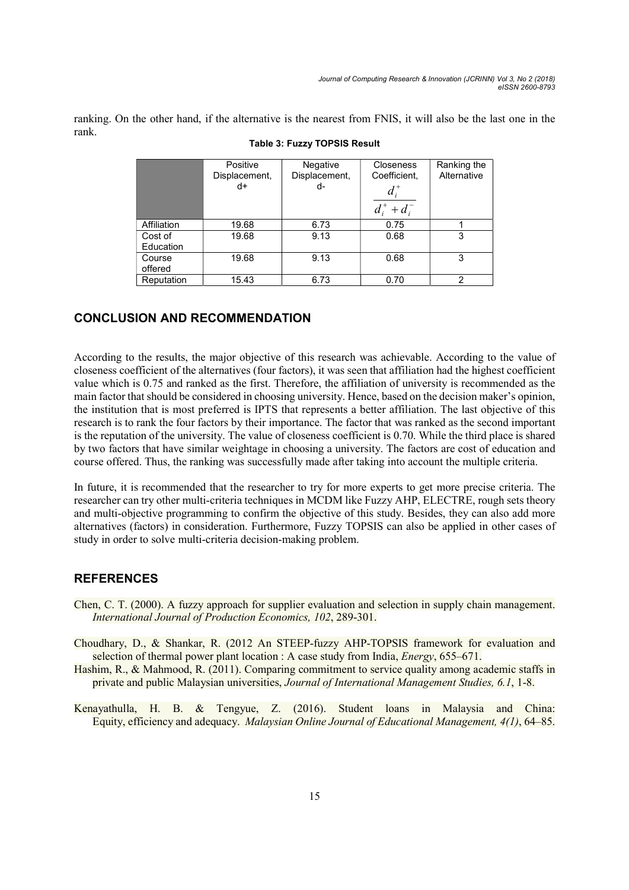ranking. On the other hand, if the alternative is the nearest from FNIS, it will also be the last one in the rank.

**Table 3: Fuzzy TOPSIS Result**

| | Positive Displacement, d+ | Negative Displacement, d- | Closeness Coefficient, $\frac{d_i^+}{d_i^+ + d_i^-}$ | Ranking the Alternative |
|---|---|---|---|---|
| Affiliation | 19.68 | 6.73 | 0.75 | 1 |
| Cost of Education | 19.68 | 9.13 | 0.68 | 3 |
| Course offered | 19.68 | 9.13 | 0.68 | 3 |
| Reputation | 15.43 | 6.73 | 0.70 | 2 |

## CONCLUSION AND RECOMMENDATION

According to the results, the major objective of this research was achievable. According to the value of closeness coefficient of the alternatives (four factors), it was seen that affiliation had the highest coefficient value which is 0.75 and ranked as the first. Therefore, the affiliation of university is recommended as the main factor that should be considered in choosing university. Hence, based on the decision maker's opinion, the institution that is most preferred is IPTS that represents a better affiliation. The last objective of this research is to rank the four factors by their importance. The factor that was ranked as the second important is the reputation of the university. The value of closeness coefficient is 0.70. While the third place is shared by two factors that have similar weightage in choosing a university. The factors are cost of education and course offered. Thus, the ranking was successfully made after taking into account the multiple criteria.

In future, it is recommended that the researcher to try for more experts to get more precise criteria. The researcher can try other multi-criteria techniques in MCDM like Fuzzy AHP, ELECTRE, rough sets theory and multi-objective programming to confirm the objective of this study. Besides, they can also add more alternatives (factors) in consideration. Furthermore, Fuzzy TOPSIS can also be applied in other cases of study in order to solve multi-criteria decision-making problem.

## REFERENCES

Chen, C. T. (2000). A fuzzy approach for supplier evaluation and selection in supply chain management. *International Journal of Production Economics, 102*, 289-301.

Choudhary, D., & Shankar, R. (2012 An STEEP-fuzzy AHP-TOPSIS framework for evaluation and selection of thermal power plant location : A case study from India, *Energy*, 655–671.

Hashim, R., & Mahmood, R. (2011). Comparing commitment to service quality among academic staffs in private and public Malaysian universities, *Journal of International Management Studies, 6.1*, 1-8.

Kenayathulla, H. B. & Tengyue, Z. (2016). Student loans in Malaysia and China: Equity, efficiency and adequacy. *Malaysian Online Journal of Educational Management, 4(1)*, 64–85.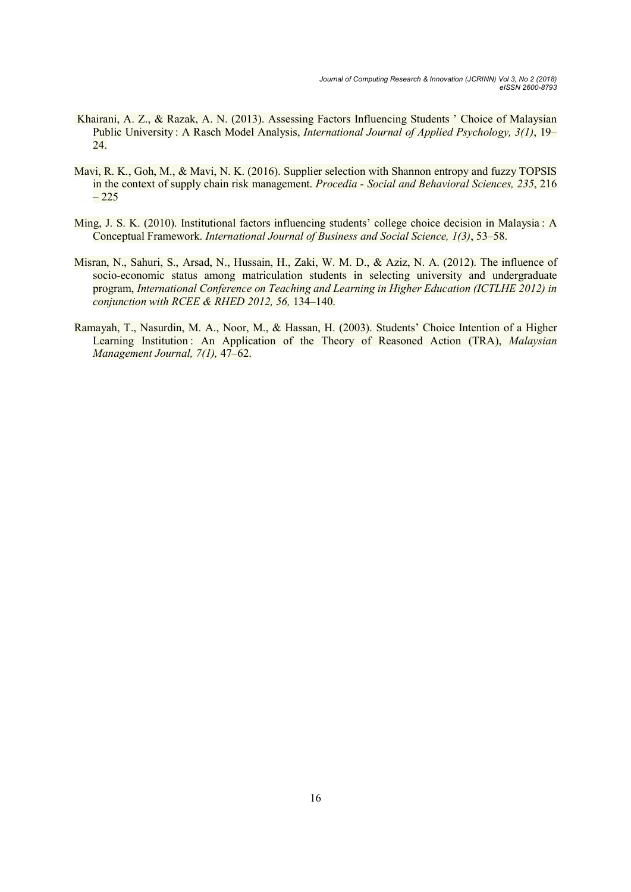Khairani, A. Z., & Razak, A. N. (2013). Assessing Factors Influencing Students ' Choice of Malaysian Public University : A Rasch Model Analysis, *International Journal of Applied Psychology, 3(1)*, 19–24.

Mavi, R. K., Goh, M., & Mavi, N. K. (2016). Supplier selection with Shannon entropy and fuzzy TOPSIS in the context of supply chain risk management. *Procedia - Social and Behavioral Sciences, 235*, 216 – 225

Ming, J. S. K. (2010). Institutional factors influencing students' college choice decision in Malaysia : A Conceptual Framework. *International Journal of Business and Social Science, 1(3)*, 53–58.

Misran, N., Sahuri, S., Arsad, N., Hussain, H., Zaki, W. M. D., & Aziz, N. A. (2012). The influence of socio-economic status among matriculation students in selecting university and undergraduate program, *International Conference on Teaching and Learning in Higher Education (ICTLHE 2012) in conjunction with RCEE & RHED 2012, 56,* 134–140.

Ramayah, T., Nasurdin, M. A., Noor, M., & Hassan, H. (2003). Students' Choice Intention of a Higher Learning Institution : An Application of the Theory of Reasoned Action (TRA), *Malaysian Management Journal, 7(1),* 47–62.